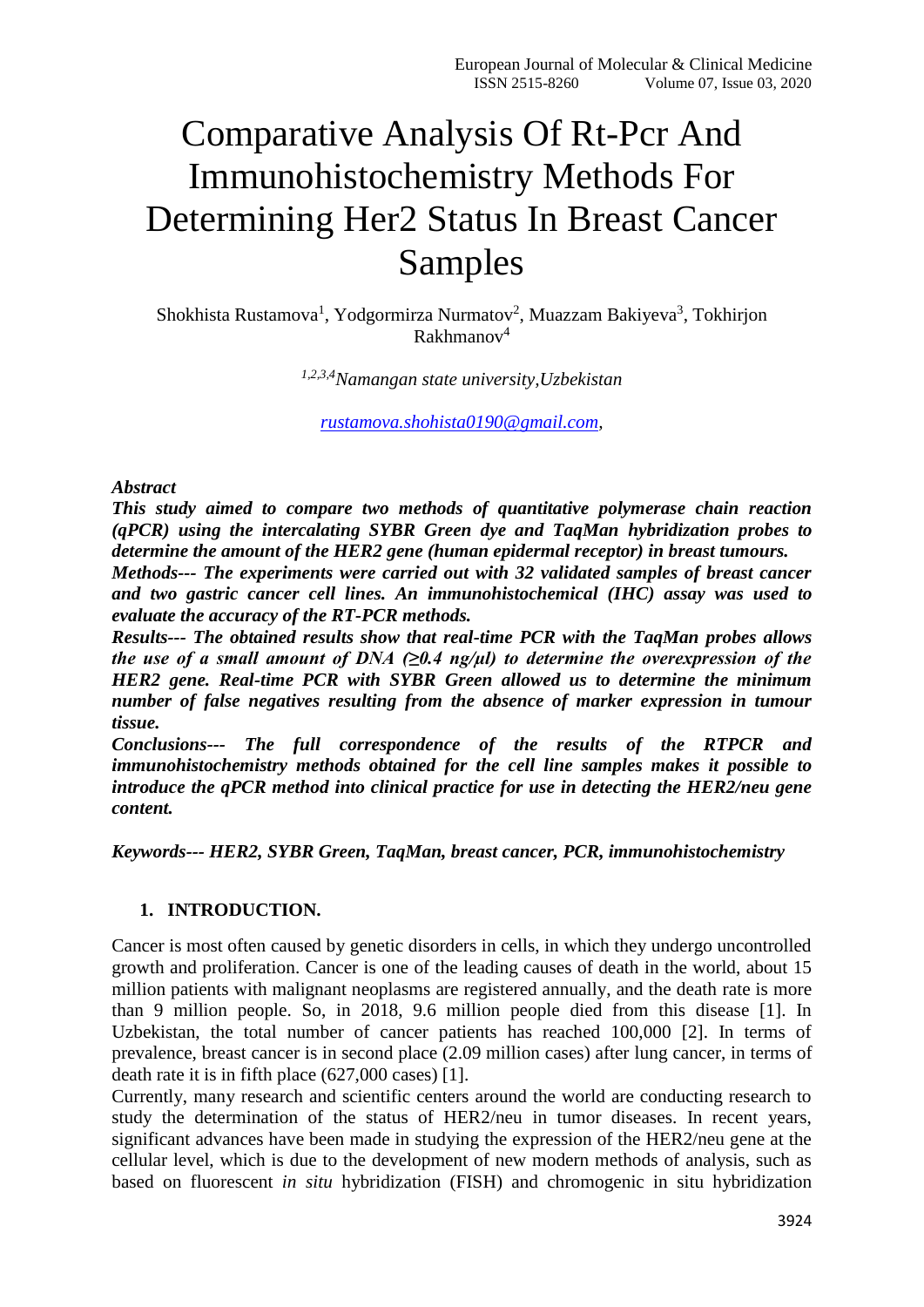# Comparative Analysis Of Rt-Pcr And Immunohistochemistry Methods For Determining Her2 Status In Breast Cancer Samples

Shokhista Rustamova[1], Yodgormirza Nurmatov[2], Muazzam Bakiyeva[3], Tokhirjon Rakhmanov[4]

*[1,2,3,4]Namangan state university,Uzbekistan*

*rustamova.shohista0190@gmail.com,*

***Abstract***

***This study aimed to compare two methods of quantitative polymerase chain reaction (qPCR) using the intercalating SYBR Green dye and TaqMan hybridization probes to determine the amount of the HER2 gene (human epidermal receptor) in breast tumours.***

***Methods--- The experiments were carried out with 32 validated samples of breast cancer and two gastric cancer cell lines. An immunohistochemical (IHC) assay was used to evaluate the accuracy of the RT-PCR methods.***

***Results--- The obtained results show that real-time PCR with the TaqMan probes allows the use of a small amount of DNA (≥0.4 ng/μl) to determine the overexpression of the HER2 gene. Real-time PCR with SYBR Green allowed us to determine the minimum number of false negatives resulting from the absence of marker expression in tumour tissue.***

***Conclusions--- The full correspondence of the results of the RTPCR and immunohistochemistry methods obtained for the cell line samples makes it possible to introduce the qPCR method into clinical practice for use in detecting the HER2/neu gene content.***

***Keywords--- HER2, SYBR Green, TaqMan, breast cancer, PCR, immunohistochemistry***

## 1. INTRODUCTION.

Cancer is most often caused by genetic disorders in cells, in which they undergo uncontrolled growth and proliferation. Cancer is one of the leading causes of death in the world, about 15 million patients with malignant neoplasms are registered annually, and the death rate is more than 9 million people. So, in 2018, 9.6 million people died from this disease [1]. In Uzbekistan, the total number of cancer patients has reached 100,000 [2]. In terms of prevalence, breast cancer is in second place (2.09 million cases) after lung cancer, in terms of death rate it is in fifth place (627,000 cases) [1].

Currently, many research and scientific centers around the world are conducting research to study the determination of the status of HER2/neu in tumor diseases. In recent years, significant advances have been made in studying the expression of the HER2/neu gene at the cellular level, which is due to the development of new modern methods of analysis, such as based on fluorescent *in situ* hybridization (FISH) and chromogenic in situ hybridization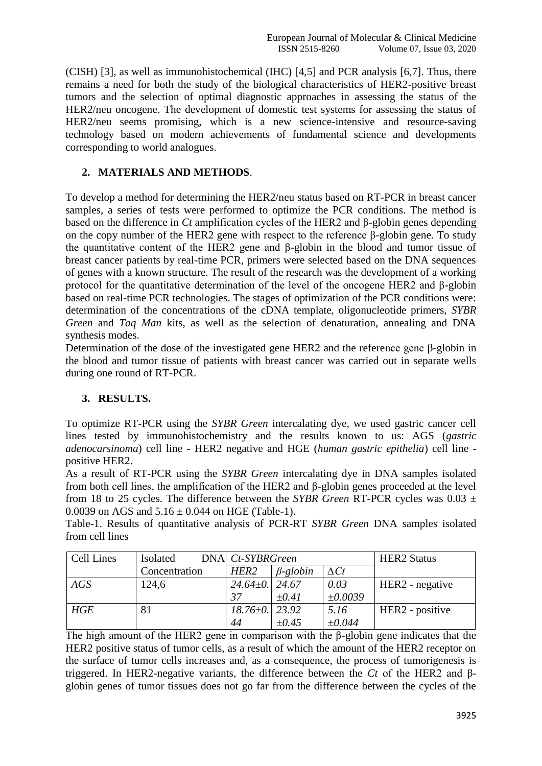(CISH) [3], as well as immunohistochemical (IHC) [4,5] and PCR analysis [6,7]. Thus, there remains a need for both the study of the biological characteristics of HER2-positive breast tumors and the selection of optimal diagnostic approaches in assessing the status of the HER2/neu oncogene. The development of domestic test systems for assessing the status of HER2/neu seems promising, which is a new science-intensive and resource-saving technology based on modern achievements of fundamental science and developments corresponding to world analogues.

## 2. MATERIALS AND METHODS.

To develop a method for determining the HER2/neu status based on RT-PCR in breast cancer samples, a series of tests were performed to optimize the PCR conditions. The method is based on the difference in *Ct* amplification cycles of the HER2 and β-globin genes depending on the copy number of the HER2 gene with respect to the reference β-globin gene. To study the quantitative content of the HER2 gene and β-globin in the blood and tumor tissue of breast cancer patients by real-time PCR, primers were selected based on the DNA sequences of genes with a known structure. The result of the research was the development of a working protocol for the quantitative determination of the level of the oncogene HER2 and β-globin based on real-time PCR technologies. The stages of optimization of the PCR conditions were: determination of the concentrations of the cDNA template, oligonucleotide primers, *SYBR Green* and *Taq Man* kits, as well as the selection of denaturation, annealing and DNA synthesis modes.

Determination of the dose of the investigated gene HER2 and the reference gene β-globin in the blood and tumor tissue of patients with breast cancer was carried out in separate wells during one round of RT-PCR.

## 3. RESULTS.

To optimize RT-PCR using the *SYBR Green* intercalating dye, we used gastric cancer cell lines tested by immunohistochemistry and the results known to us: AGS (*gastric adenocarsinoma*) cell line - HER2 negative and HGE (*human gastric epithelia*) cell line - positive HER2.

As a result of RT-PCR using the *SYBR Green* intercalating dye in DNA samples isolated from both cell lines, the amplification of the HER2 and β-globin genes proceeded at the level from 18 to 25 cycles. The difference between the *SYBR Green* RT-PCR cycles was $0.03 \pm 0.0039$ on AGS and $5.16 \pm 0.044$ on HGE (Table-1).

Table-1. Results of quantitative analysis of PCR-RT *SYBR Green* DNA samples isolated from cell lines

| Cell Lines | Isolated DNA Concentration | *Ct-SYBRGreen* | | | HER2 Status |
|---|---|---|---|---|---|
| | | *HER2* | *β-globin* | *ΔCt* | |
| *AGS* | 124,6 | *24.64±0.37* | *24.67 ±0.41* | *0.03 ±0.0039* | HER2 - negative |
| *HGE* | 81 | *18.76±0.44* | *23.92 ±0.45* | *5.16 ±0.044* | HER2 - positive |

The high amount of the HER2 gene in comparison with the β-globin gene indicates that the HER2 positive status of tumor cells, as a result of which the amount of the HER2 receptor on the surface of tumor cells increases and, as a consequence, the process of tumorigenesis is triggered. In HER2-negative variants, the difference between the *Ct* of the HER2 and β-globin genes of tumor tissues does not go far from the difference between the cycles of the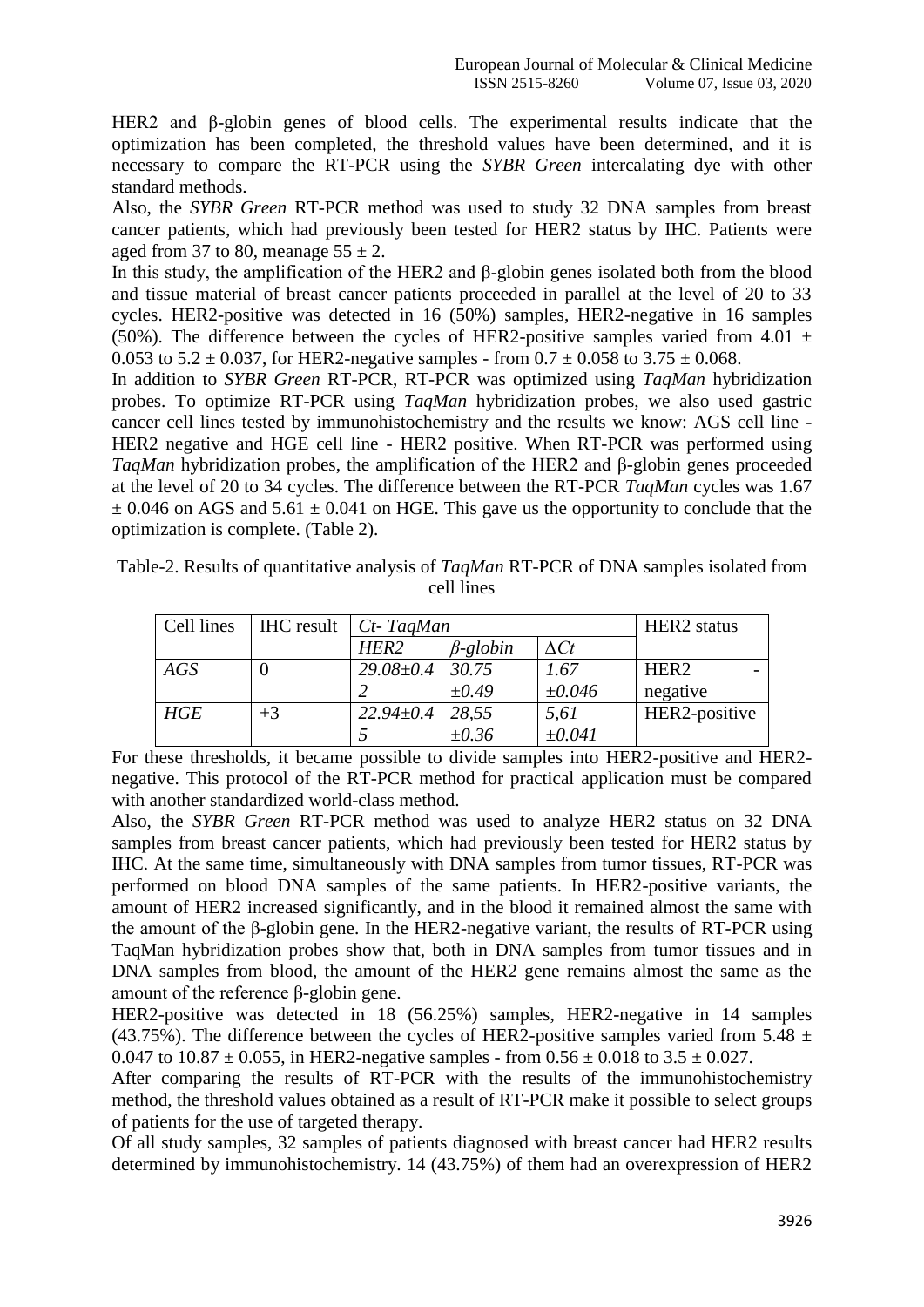HER2 and β-globin genes of blood cells. The experimental results indicate that the optimization has been completed, the threshold values have been determined, and it is necessary to compare the RT-PCR using the *SYBR Green* intercalating dye with other standard methods.

Also, the *SYBR Green* RT-PCR method was used to study 32 DNA samples from breast cancer patients, which had previously been tested for HER2 status by IHC. Patients were aged from 37 to 80, meanage $55 \pm 2$.

In this study, the amplification of the HER2 and β-globin genes isolated both from the blood and tissue material of breast cancer patients proceeded in parallel at the level of 20 to 33 cycles. HER2-positive was detected in 16 (50%) samples, HER2-negative in 16 samples (50%). The difference between the cycles of HER2-positive samples varied from $4.01 \pm 0.053$ to $5.2 \pm 0.037$, for HER2-negative samples - from $0.7 \pm 0.058$ to $3.75 \pm 0.068$.

In addition to *SYBR Green* RT-PCR, RT-PCR was optimized using *TaqMan* hybridization probes. To optimize RT-PCR using *TaqMan* hybridization probes, we also used gastric cancer cell lines tested by immunohistochemistry and the results we know: AGS cell line - HER2 negative and HGE cell line - HER2 positive. When RT-PCR was performed using *TaqMan* hybridization probes, the amplification of the HER2 and β-globin genes proceeded at the level of 20 to 34 cycles. The difference between the RT-PCR *TaqMan* cycles was $1.67 \pm 0.046$ on AGS and $5.61 \pm 0.041$ on HGE. This gave us the opportunity to conclude that the optimization is complete. (Table 2).

Table-2. Results of quantitative analysis of *TaqMan* RT-PCR of DNA samples isolated from cell lines

| Cell lines | IHC result | *Ct- TaqMan* | | | HER2 status |
|---|---|---|---|---|---|
| | | *HER2* | *β-globin* | *ΔCt* | |
| *AGS* | 0 | *29.08±0.42* | *30.75 ±0.49* | *1.67 ±0.046* | HER2 - negative |
| *HGE* | +3 | *22.94±0.45* | *28,55 ±0.36* | *5,61 ±0.041* | HER2-positive |

For these thresholds, it became possible to divide samples into HER2-positive and HER2-negative. This protocol of the RT-PCR method for practical application must be compared with another standardized world-class method.

Also, the *SYBR Green* RT-PCR method was used to analyze HER2 status on 32 DNA samples from breast cancer patients, which had previously been tested for HER2 status by IHC. At the same time, simultaneously with DNA samples from tumor tissues, RT-PCR was performed on blood DNA samples of the same patients. In HER2-positive variants, the amount of HER2 increased significantly, and in the blood it remained almost the same with the amount of the β-globin gene. In the HER2-negative variant, the results of RT-PCR using TaqMan hybridization probes show that, both in DNA samples from tumor tissues and in DNA samples from blood, the amount of the HER2 gene remains almost the same as the amount of the reference β-globin gene.

HER2-positive was detected in 18 (56.25%) samples, HER2-negative in 14 samples (43.75%). The difference between the cycles of HER2-positive samples varied from $5.48 \pm 0.047$ to $10.87 \pm 0.055$, in HER2-negative samples - from $0.56 \pm 0.018$ to $3.5 \pm 0.027$.

After comparing the results of RT-PCR with the results of the immunohistochemistry method, the threshold values obtained as a result of RT-PCR make it possible to select groups of patients for the use of targeted therapy.

Of all study samples, 32 samples of patients diagnosed with breast cancer had HER2 results determined by immunohistochemistry. 14 (43.75%) of them had an overexpression of HER2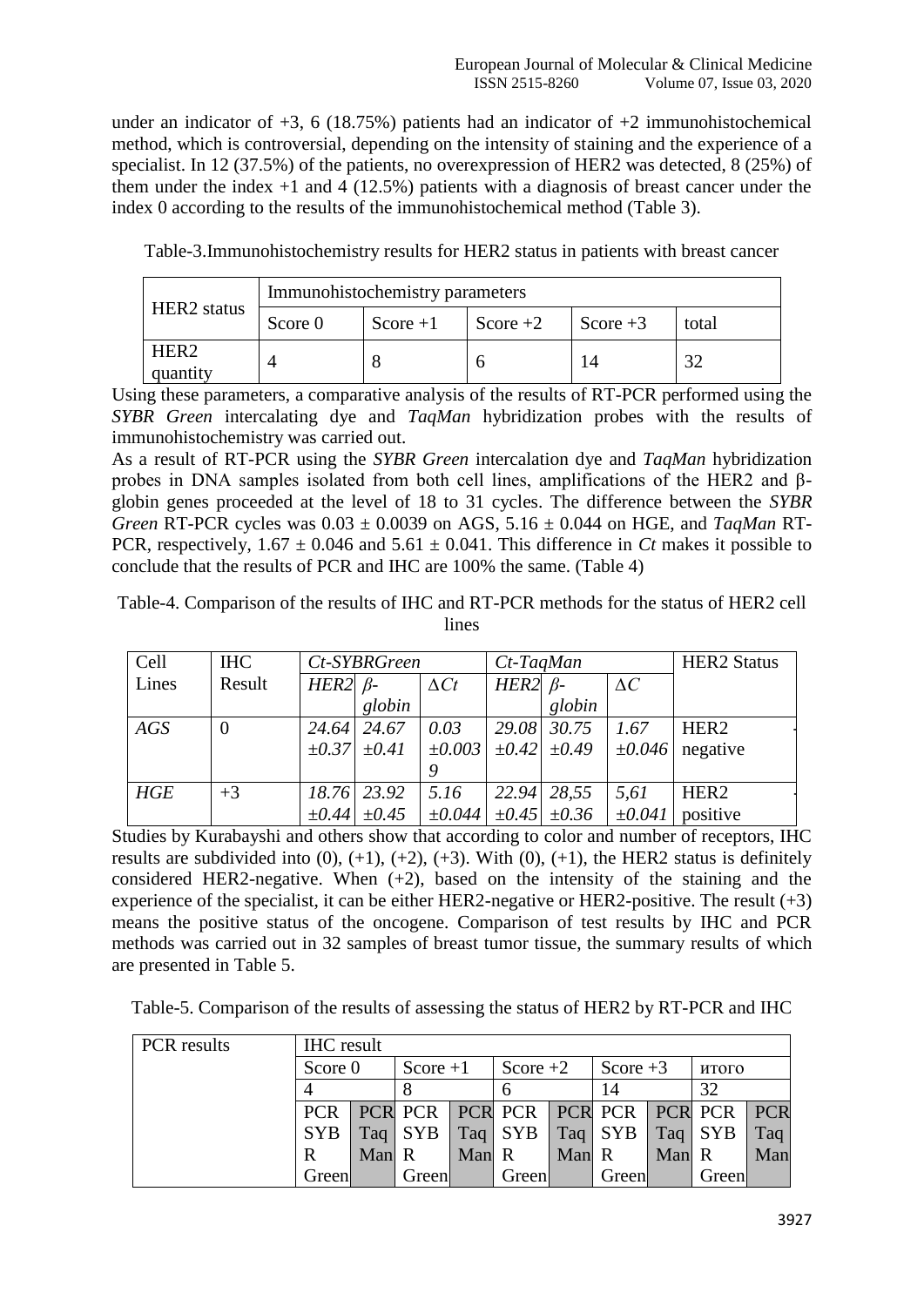under an indicator of +3, 6 (18.75%) patients had an indicator of +2 immunohistochemical method, which is controversial, depending on the intensity of staining and the experience of a specialist. In 12 (37.5%) of the patients, no overexpression of HER2 was detected, 8 (25%) of them under the index +1 and 4 (12.5%) patients with a diagnosis of breast cancer under the index 0 according to the results of the immunohistochemical method (Table 3).

Table-3.Immunohistochemistry results for HER2 status in patients with breast cancer

| HER2 status | Immunohistochemistry parameters | | | | |
|---|---|---|---|---|---|
| | Score 0 | Score +1 | Score +2 | Score +3 | total |
| HER2 quantity | 4 | 8 | 6 | 14 | 32 |

Using these parameters, a comparative analysis of the results of RT-PCR performed using the *SYBR Green* intercalating dye and *TaqMan* hybridization probes with the results of immunohistochemistry was carried out.

As a result of RT-PCR using the *SYBR Green* intercalation dye and *TaqMan* hybridization probes in DNA samples isolated from both cell lines, amplifications of the HER2 and β-globin genes proceeded at the level of 18 to 31 cycles. The difference between the *SYBR Green* RT-PCR cycles was 0.03 ± 0.0039 on AGS, 5.16 ± 0.044 on HGE, and *TaqMan* RT-PCR, respectively, 1.67 ± 0.046 and 5.61 ± 0.041. This difference in *Ct* makes it possible to conclude that the results of PCR and IHC are 100% the same. (Table 4)

Table-4. Comparison of the results of IHC and RT-PCR methods for the status of HER2 cell lines

| Cell Lines | IHC Result | *Ct-SYBRGreen* | | | *Ct-TaqMan* | | | HER2 Status |
|---|---|---|---|---|---|---|---|---|
| | | *HER2* | *β-globin* | *ΔCt* | *HER2* | *β-globin* | *ΔC* | |
| *AGS* | 0 | *24.64 ±0.37* | *24.67 ±0.41* | *0.03 ±0.0039* | *29.08 ±0.42* | *30.75 ±0.49* | *1.67 ±0.046* | HER2 negative |
| *HGE* | +3 | *18.76 ±0.44* | *23.92 ±0.45* | *5.16 ±0.044* | *22.94 ±0.45* | *28,55 ±0.36* | *5,61 ±0.041* | HER2 positive |

Studies by Kurabayshi and others show that according to color and number of receptors, IHC results are subdivided into (0), (+1), (+2), (+3). With (0), (+1), the HER2 status is definitely considered HER2-negative. When (+2), based on the intensity of the staining and the experience of the specialist, it can be either HER2-negative or HER2-positive. The result (+3) means the positive status of the oncogene. Comparison of test results by IHC and PCR methods was carried out in 32 samples of breast tumor tissue, the summary results of which are presented in Table 5.

Table-5. Comparison of the results of assessing the status of HER2 by RT-PCR and IHC

| PCR results | IHC result | | | | | | | | | |
|---|---|---|---|---|---|---|---|---|---|---|
| | Score 0 | | Score +1 | | Score +2 | | Score +3 | | итого | |
| | 4 | | 8 | | 6 | | 14 | | 32 | |
| | PCR SYBR Green | PCR TaqMan | PCR SYBR Green | PCR TaqMan | PCR SYBR Green | PCR TaqMan | PCR SYBR Green | PCR TaqMan | PCR SYBR Green | PCR TaqMan |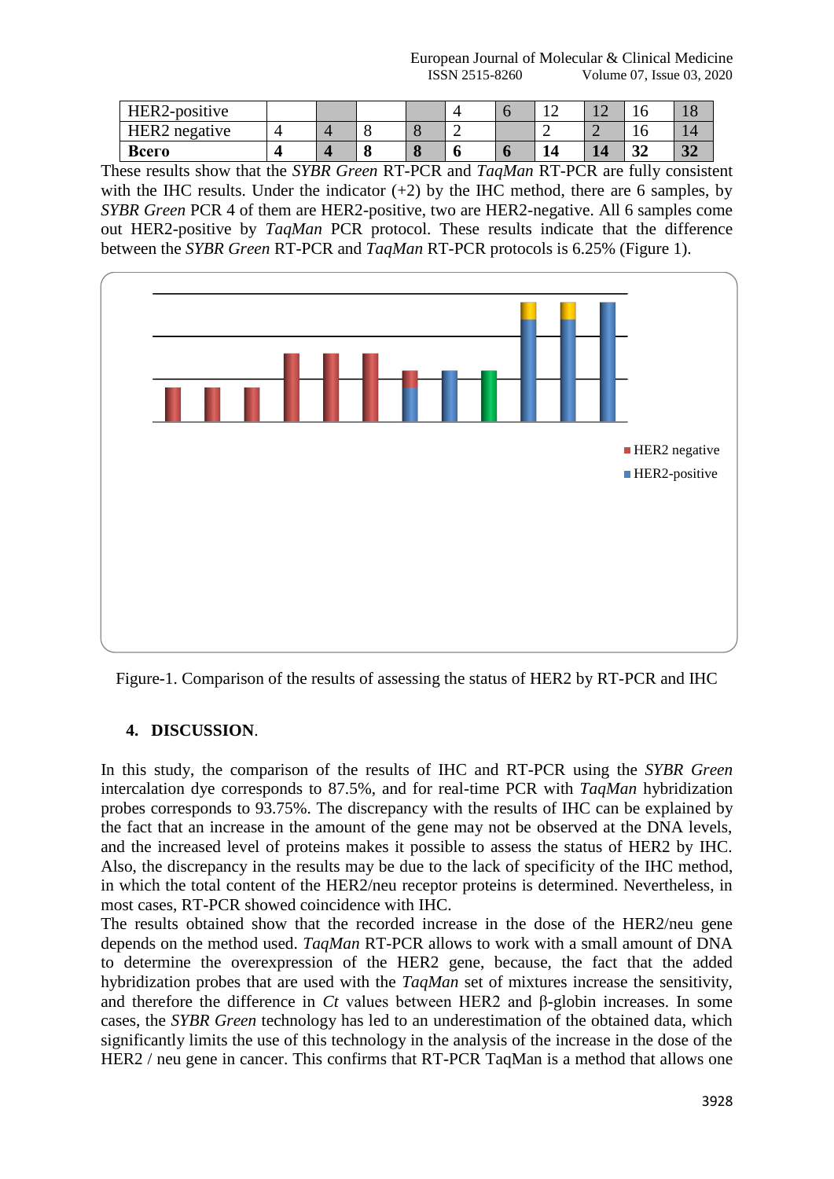| HER2-positive | | | | | 4 | 6 | 12 | 12 | 16 | 18 |
|---|---|---|---|---|---|---|---|---|---|---|
| HER2 negative | 4 | 4 | 8 | 8 | 2 | | 2 | 2 | 16 | 14 |
| **Всего** | **4** | **4** | **8** | **8** | **6** | **6** | **14** | **14** | **32** | **32** |

These results show that the *SYBR Green* RT-PCR and *TaqMan* RT-PCR are fully consistent with the IHC results. Under the indicator (+2) by the IHC method, there are 6 samples, by *SYBR Green* PCR 4 of them are HER2-positive, two are HER2-negative. All 6 samples come out HER2-positive by *TaqMan* PCR protocol. These results indicate that the difference between the *SYBR Green* RT-PCR and *TaqMan* RT-PCR protocols is 6.25% (Figure 1).

Figure-1. Comparison of the results of assessing the status of HER2 by RT-PCR and IHC

## 4. DISCUSSION.

In this study, the comparison of the results of IHC and RT-PCR using the *SYBR Green* intercalation dye corresponds to 87.5%, and for real-time PCR with *TaqMan* hybridization probes corresponds to 93.75%. The discrepancy with the results of IHC can be explained by the fact that an increase in the amount of the gene may not be observed at the DNA levels, and the increased level of proteins makes it possible to assess the status of HER2 by IHC. Also, the discrepancy in the results may be due to the lack of specificity of the IHC method, in which the total content of the HER2/neu receptor proteins is determined. Nevertheless, in most cases, RT-PCR showed coincidence with IHC.

The results obtained show that the recorded increase in the dose of the HER2/neu gene depends on the method used. *TaqMan* RT-PCR allows to work with a small amount of DNA to determine the overexpression of the HER2 gene, because, the fact that the added hybridization probes that are used with the *TaqMan* set of mixtures increase the sensitivity, and therefore the difference in *Ct* values between HER2 and β-globin increases. In some cases, the *SYBR Green* technology has led to an underestimation of the obtained data, which significantly limits the use of this technology in the analysis of the increase in the dose of the HER2 / neu gene in cancer. This confirms that RT-PCR TaqMan is a method that allows one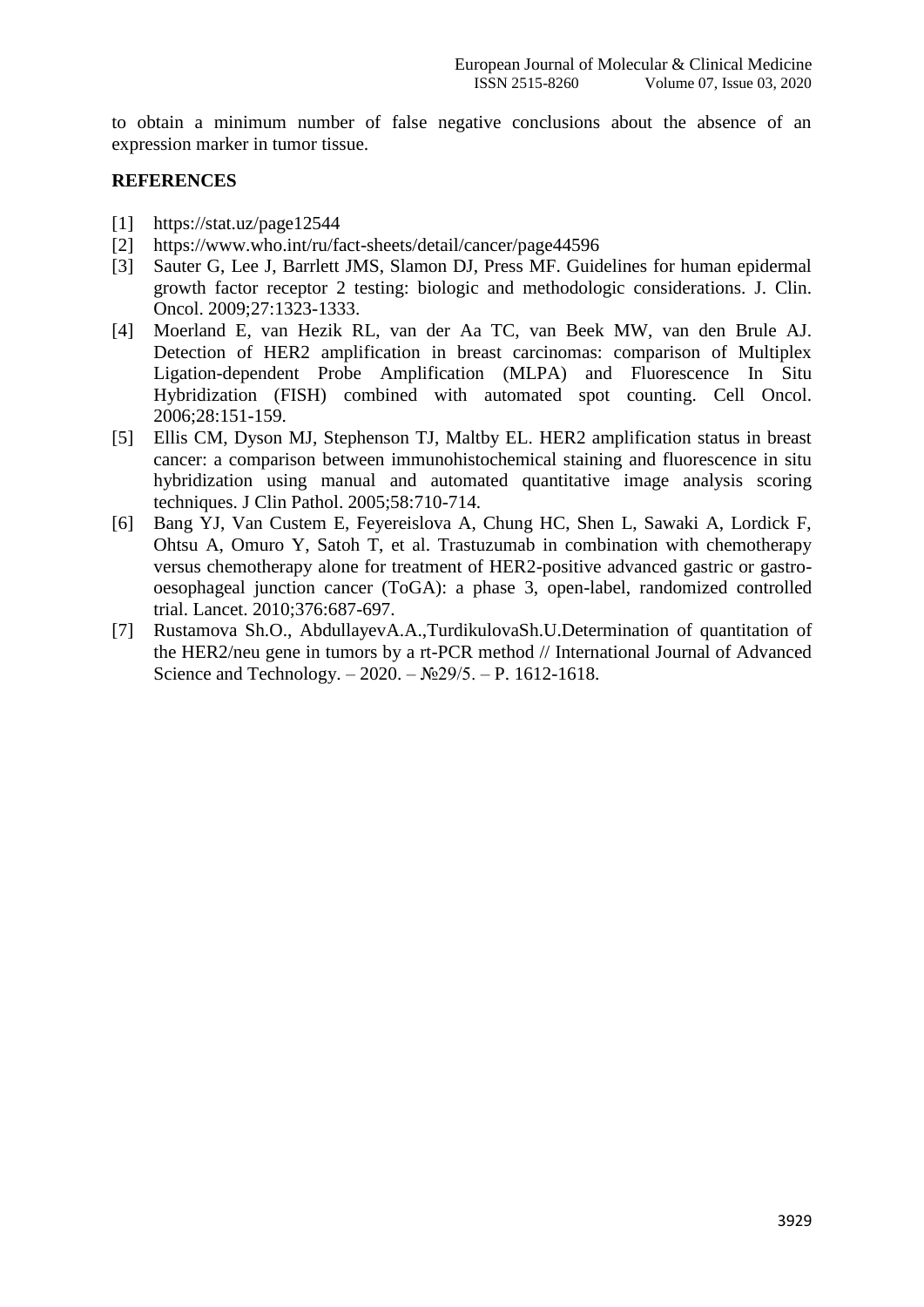to obtain a minimum number of false negative conclusions about the absence of an expression marker in tumor tissue.

## REFERENCES

[1] https://stat.uz/page12544

[2] https://www.who.int/ru/fact-sheets/detail/cancer/page44596

[3] Sauter G, Lee J, Barrlett JMS, Slamon DJ, Press MF. Guidelines for human epidermal growth factor receptor 2 testing: biologic and methodologic considerations. J. Clin. Oncol. 2009;27:1323-1333.

[4] Moerland E, van Hezik RL, van der Aa TC, van Beek MW, van den Brule AJ. Detection of HER2 amplification in breast carcinomas: comparison of Multiplex Ligation-dependent Probe Amplification (MLPA) and Fluorescence In Situ Hybridization (FISH) combined with automated spot counting. Cell Oncol. 2006;28:151-159.

[5] Ellis CM, Dyson MJ, Stephenson TJ, Maltby EL. HER2 amplification status in breast cancer: a comparison between immunohistochemical staining and fluorescence in situ hybridization using manual and automated quantitative image analysis scoring techniques. J Clin Pathol. 2005;58:710-714.

[6] Bang YJ, Van Custem E, Feyereislova A, Chung HC, Shen L, Sawaki A, Lordick F, Ohtsu A, Omuro Y, Satoh T, et al. Trastuzumab in combination with chemotherapy versus chemotherapy alone for treatment of HER2-positive advanced gastric or gastro-oesophageal junction cancer (ToGA): a phase 3, open-label, randomized controlled trial. Lancet. 2010;376:687-697.

[7] Rustamova Sh.O., AbdullayevA.A.,TurdikulovaSh.U.Determination of quantitation of the HER2/neu gene in tumors by a rt-PCR method // International Journal of Advanced Science and Technology. – 2020. – №29/5. – P. 1612-1618.